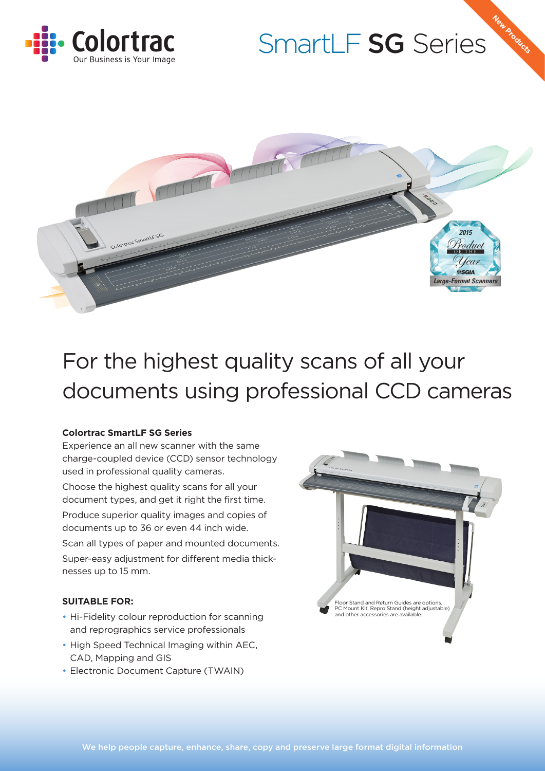Colortrac
Our Business is Your Image

# SmartLF **SG** Series

New Products

2015 Product of the Year SGIA Large-Format Scanners

## For the highest quality scans of all your documents using professional CCD cameras

**Colortrac SmartLF SG Series**

Experience an all new scanner with the same charge-coupled device (CCD) sensor technology used in professional quality cameras.

Choose the highest quality scans for all your document types, and get it right the first time.

Produce superior quality images and copies of documents up to 36 or even 44 inch wide.

Scan all types of paper and mounted documents.

Super-easy adjustment for different media thicknesses up to 15 mm.

Floor Stand and Return Guides are options. PC Mount Kit, Repro Stand (height adjustable) and other accessories are available.

**SUITABLE FOR:**

- Hi-Fidelity colour reproduction for scanning and reprographics service professionals
- High Speed Technical Imaging within AEC, CAD, Mapping and GIS
- Electronic Document Capture (TWAIN)

We help people capture, enhance, share, copy and preserve large format digital information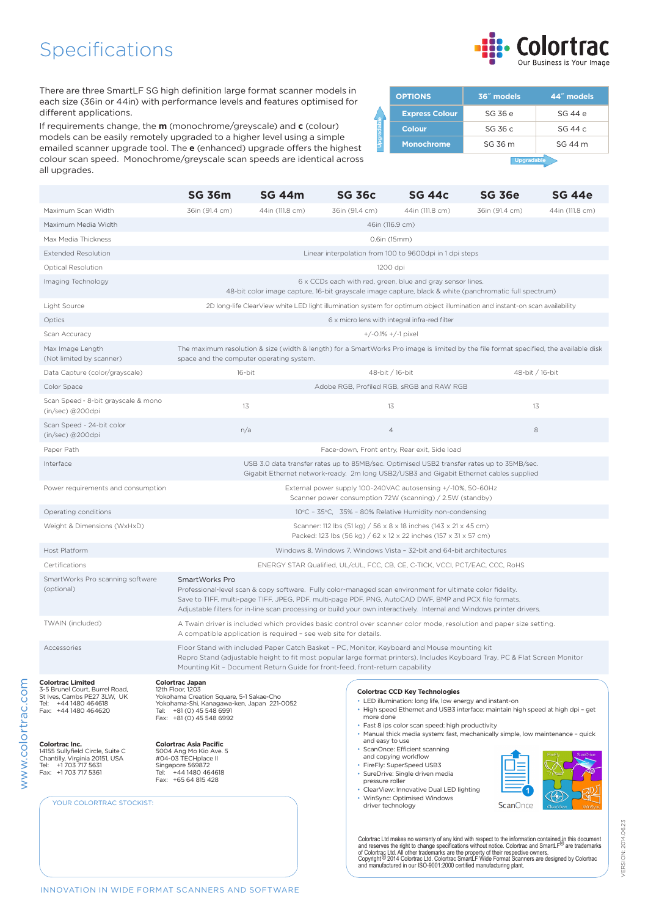# Specifications

There are three SmartLF SG high definition large format scanner models in each size (36in or 44in) with performance levels and features optimised for different applications.

If requirements change, the **m** (monochrome/greyscale) and **c** (colour) models can be easily remotely upgraded to a higher level using a simple emailed scanner upgrade tool. The **e** (enhanced) upgrade offers the highest colour scan speed. Monochrome/greyscale scan speeds are identical across all upgrades.

| OPTIONS | 36" models | 44" models |
|---|---|---|
| Express Colour | SG 36 e | SG 44 e |
| Colour | SG 36 c | SG 44 c |
| Monochrome | SG 36 m | SG 44 m |

Upgradable

| | SG 36m | SG 44m | SG 36c | SG 44c | SG 36e | SG 44e |
|---|---|---|---|---|---|---|
| Maximum Scan Width | 36in (91.4 cm) | 44in (111.8 cm) | 36in (91.4 cm) | 44in (111.8 cm) | 36in (91.4 cm) | 44in (111.8 cm) |
| Maximum Media Width | 46in (116.9 cm) | | | | | |
| Max Media Thickness | 0.6in (15mm) | | | | | |
| Extended Resolution | Linear interpolation from 100 to 9600dpi in 1 dpi steps | | | | | |
| Optical Resolution | 1200 dpi | | | | | |
| Imaging Technology | 6 x CCDs each with red, green, blue and gray sensor lines. 48-bit color image capture, 16-bit grayscale image capture, black & white (panchromatic full spectrum) | | | | | |
| Light Source | 2D long-life ClearView white LED light illumination system for optimum object illumination and instant-on scan availability | | | | | |
| Optics | 6 x micro lens with integral infra-red filter | | | | | |
| Scan Accuracy | +/-0.1% +/-1 pixel | | | | | |
| Max Image Length (Not limited by scanner) | The maximum resolution & size (width & length) for a SmartWorks Pro image is limited by the file format specified, the available disk space and the computer operating system. | | | | | |
| Data Capture (color/grayscale) | 16-bit | | 48-bit / 16-bit | | 48-bit / 16-bit | |
| Color Space | Adobe RGB, Profiled RGB, sRGB and RAW RGB | | | | | |
| Scan Speed - 8-bit grayscale & mono (in/sec) @200dpi | 13 | | 13 | | 13 | |
| Scan Speed - 24-bit color (in/sec) @200dpi | n/a | | 4 | | 8 | |
| Paper Path | Face-down, Front entry, Rear exit, Side load | | | | | |
| Interface | USB 3.0 data transfer rates up to 85MB/sec. Optimised USB2 transfer rates up to 35MB/sec. Gigabit Ethernet network-ready. 2m long USB2/USB3 and Gigabit Ethernet cables supplied | | | | | |
| Power requirements and consumption | External power supply 100-240VAC autosensing +/-10%, 50-60Hz. Scanner power consumption 72W (scanning) / 2.5W (standby) | | | | | |
| Operating conditions | 10°C – 35°C, 35% – 80% Relative Humidity non-condensing | | | | | |
| Weight & Dimensions (WxHxD) | Scanner: 112 lbs (51 kg) / 56 x 8 x 18 inches (143 x 21 x 45 cm). Packed: 123 lbs (56 kg) / 62 x 12 x 22 inches (157 x 31 x 57 cm) | | | | | |
| Host Platform | Windows 8, Windows 7, Windows Vista – 32-bit and 64-bit architectures | | | | | |
| Certifications | ENERGY STAR Qualified, UL/cUL, FCC, CB, CE, C-TICK, VCCI, PCT/EAC, CCC, RoHS | | | | | |
| SmartWorks Pro scanning software (optional) | SmartWorks Pro. Professional-level scan & copy software. Fully color-managed scan environment for ultimate color fidelity. Save to TIFF, multi-page TIFF, JPEG, PDF, multi-page PDF, PNG, AutoCAD DWF, BMP and PCX file formats. Adjustable filters for in-line scan processing or build your own interactively. Internal and Windows printer drivers. | | | | | |
| TWAIN (included) | A Twain driver is included which provides basic control over scanner color mode, resolution and paper size setting. A compatible application is required – see web site for details. | | | | | |
| Accessories | Floor Stand with included Paper Catch Basket – PC, Monitor, Keyboard and Mouse mounting kit. Repro Stand (adjustable height to fit most popular large format printers). Includes Keyboard Tray, PC & Flat Screen Monitor Mounting Kit – Document Return Guide for front-feed, front-return capability | | | | | |

**Colortrac Limited**
3-5 Brunel Court, Burrel Road,
St Ives, Cambs PE27 3LW, UK
Tel: +44 1480 464618
Fax: +44 1480 464620

**Colortrac Japan**
12th Floor, 1203
Yokohama Creation Square, 5-1 Sakae-Cho
Yokohama-Shi, Kanagawa-ken, Japan 221-0052
Tel: +81 (0) 45 548 6991
Fax: +81 (0) 45 548 6992

**Colortrac Inc.**
14155 Sullyfield Circle, Suite C
Chantilly, Virginia 20151, USA
Tel: +1 703 717 5631
Fax: +1 703 717 5361

**Colortrac Asia Pacific**
5004 Ang Mo Kio Ave. 5
#04-03 TECHplace II
Singapore 569872
Tel: +44 1480 464618
Fax: +65 64 815 428

YOUR COLORTRAC STOCKIST:

**Colortrac CCD Key Technologies**

- LED illumination: long life, low energy and instant-on
- High speed Ethernet and USB3 interface: maintain high speed at high dpi – get more done
- Fast 8 ips color scan speed: high productivity
- Manual thick media system: fast, mechanically simple, low maintenance – quick and easy to use
- ScanOnce: Efficient scanning and copying workflow
- FireFly: SuperSpeed USB3
- SureDrive: Single driven media pressure roller
- ClearView: Innovative Dual LED lighting
- WinSync: Optimised Windows driver technology

Colortrac Ltd makes no warranty of any kind with respect to the information contained in this document and reserves the right to change specifications without notice. Colortrac and SmartLF® are trademarks of Colortrac Ltd. All other trademarks are the property of their respective owners. Copyright © 2014 Colortrac Ltd. Colortrac SmartLF Wide Format Scanners are designed by Colortrac and manufactured in our ISO-9001:2000 certified manufacturing plant.

www.colortrac.com

INNOVATION IN WIDE FORMAT SCANNERS AND SOFTWARE

VERSION: 20140623